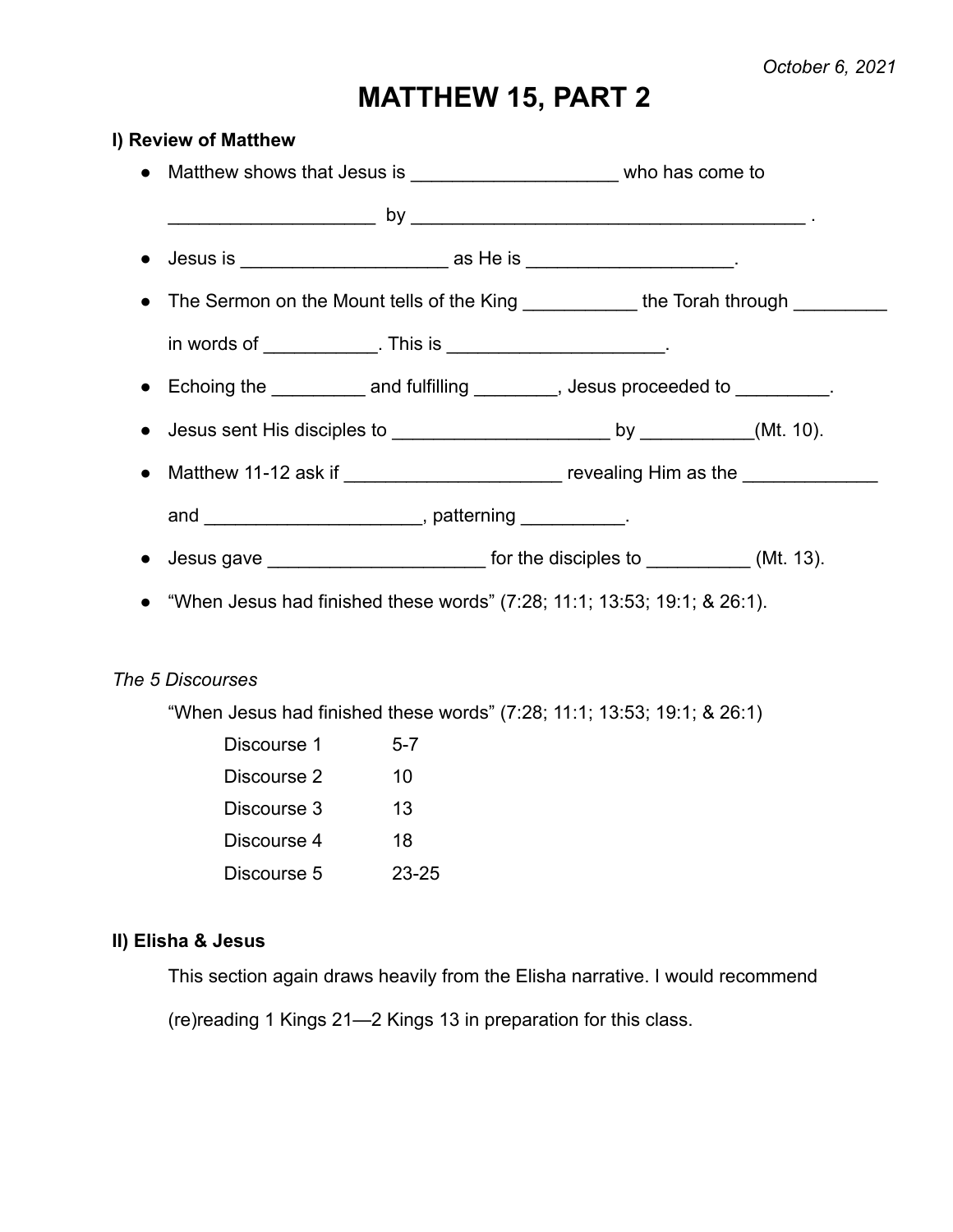*October 6, 2021*

# MATTHEW 15, PART 2

## I) Review of Matthew

- Matthew shows that Jesus is ____________________ who has come to ____________________ by ________________________________________ .
- Jesus is ____________________ as He is ____________________.
- The Sermon on the Mount tells of the King ___________ the Torah through _________ in words of ___________. This is _____________________.
- Echoing the _________ and fulfilling ________, Jesus proceeded to _________.
- Jesus sent His disciples to _____________________ by ___________(Mt. 10).
- Matthew 11-12 ask if _____________________ revealing Him as the _____________ and _____________________, patterning __________.
- Jesus gave _____________________ for the disciples to __________ (Mt. 13).
- "When Jesus had finished these words" (7:28; 11:1; 13:53; 19:1; & 26:1).

*The 5 Discourses*

"When Jesus had finished these words" (7:28; 11:1; 13:53; 19:1; & 26:1)

| | |
|---|---|
| Discourse 1 | 5-7 |
| Discourse 2 | 10 |
| Discourse 3 | 13 |
| Discourse 4 | 18 |
| Discourse 5 | 23-25 |

## II) Elisha & Jesus

This section again draws heavily from the Elisha narrative. I would recommend (re)reading 1 Kings 21—2 Kings 13 in preparation for this class.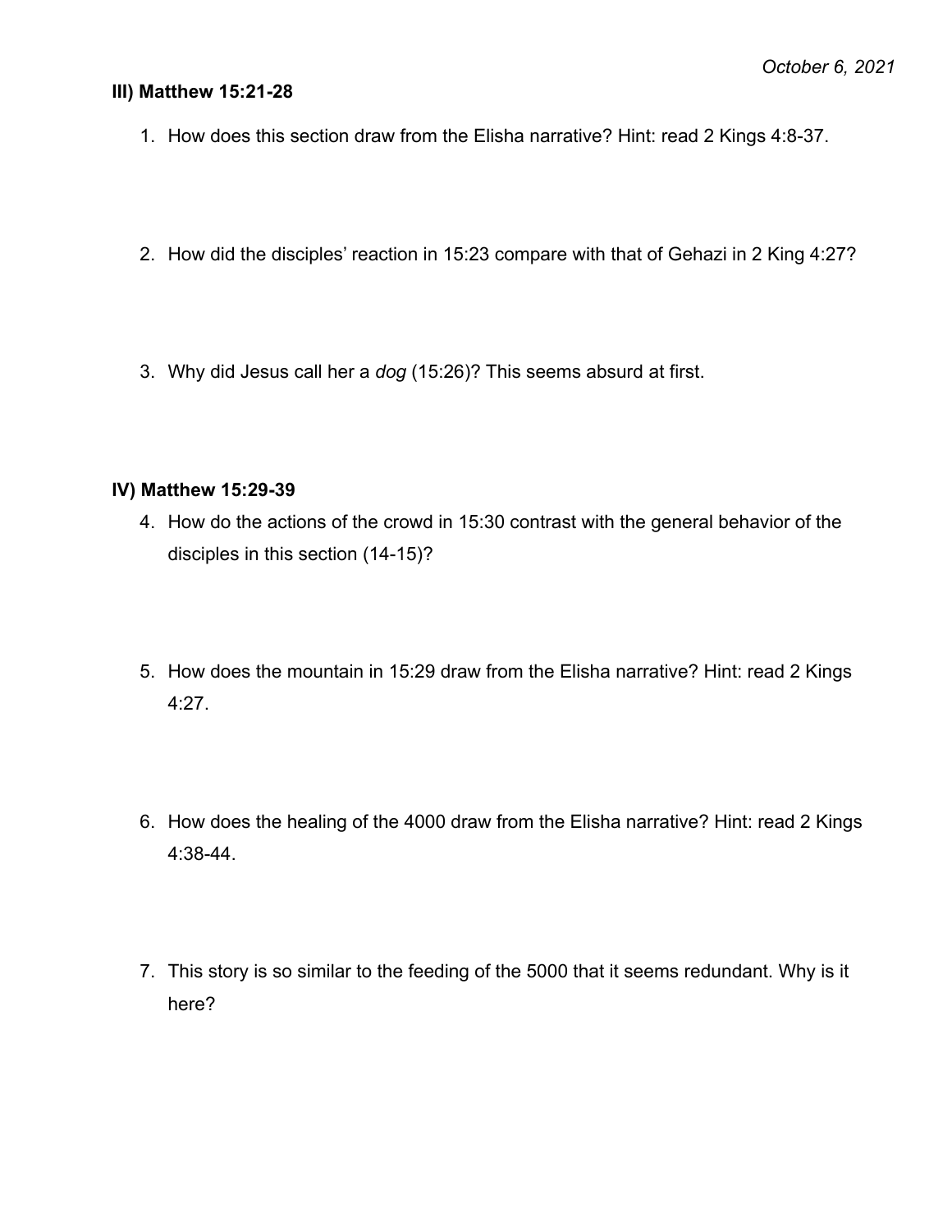*October 6, 2021*

**III) Matthew 15:21-28**

1. How does this section draw from the Elisha narrative? Hint: read 2 Kings 4:8-37.

2. How did the disciples' reaction in 15:23 compare with that of Gehazi in 2 King 4:27?

3. Why did Jesus call her a *dog* (15:26)? This seems absurd at first.

**IV) Matthew 15:29-39**

4. How do the actions of the crowd in 15:30 contrast with the general behavior of the disciples in this section (14-15)?

5. How does the mountain in 15:29 draw from the Elisha narrative? Hint: read 2 Kings 4:27.

6. How does the healing of the 4000 draw from the Elisha narrative? Hint: read 2 Kings 4:38-44.

7. This story is so similar to the feeding of the 5000 that it seems redundant. Why is it here?